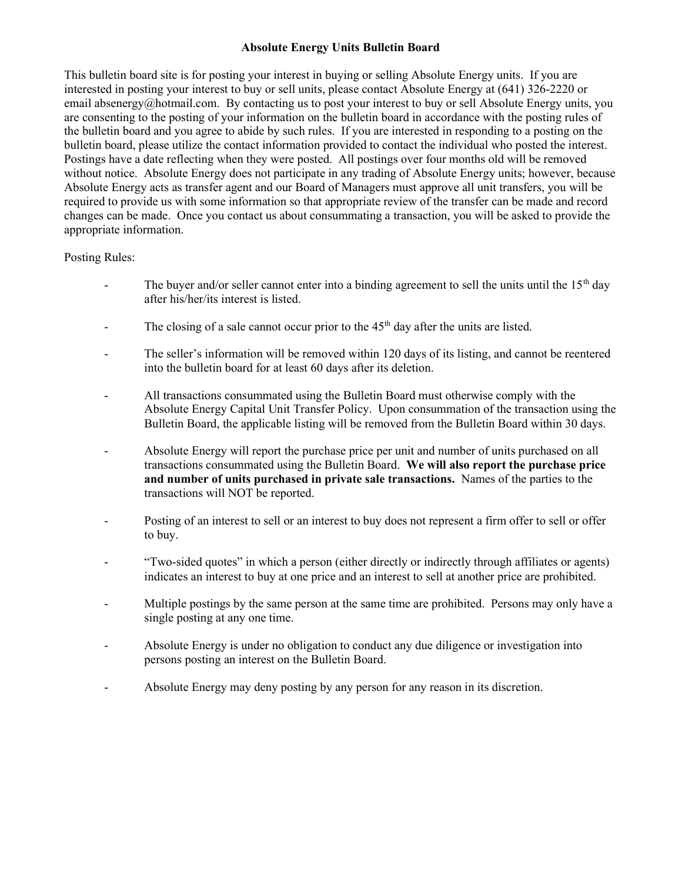# Absolute Energy Units Bulletin Board

This bulletin board site is for posting your interest in buying or selling Absolute Energy units. If you are interested in posting your interest to buy or sell units, please contact Absolute Energy at (641) 326-2220 or email absenergy@hotmail.com. By contacting us to post your interest to buy or sell Absolute Energy units, you are consenting to the posting of your information on the bulletin board in accordance with the posting rules of the bulletin board and you agree to abide by such rules. If you are interested in responding to a posting on the bulletin board, please utilize the contact information provided to contact the individual who posted the interest. Postings have a date reflecting when they were posted. All postings over four months old will be removed without notice. Absolute Energy does not participate in any trading of Absolute Energy units; however, because Absolute Energy acts as transfer agent and our Board of Managers must approve all unit transfers, you will be required to provide us with some information so that appropriate review of the transfer can be made and record changes can be made. Once you contact us about consummating a transaction, you will be asked to provide the appropriate information.

Posting Rules:

- The buyer and/or seller cannot enter into a binding agreement to sell the units until the 15th day after his/her/its interest is listed.
- The closing of a sale cannot occur prior to the 45th day after the units are listed.
- The seller's information will be removed within 120 days of its listing, and cannot be reentered into the bulletin board for at least 60 days after its deletion.
- All transactions consummated using the Bulletin Board must otherwise comply with the Absolute Energy Capital Unit Transfer Policy. Upon consummation of the transaction using the Bulletin Board, the applicable listing will be removed from the Bulletin Board within 30 days.
- Absolute Energy will report the purchase price per unit and number of units purchased on all transactions consummated using the Bulletin Board. **We will also report the purchase price and number of units purchased in private sale transactions.** Names of the parties to the transactions will NOT be reported.
- Posting of an interest to sell or an interest to buy does not represent a firm offer to sell or offer to buy.
- "Two-sided quotes" in which a person (either directly or indirectly through affiliates or agents) indicates an interest to buy at one price and an interest to sell at another price are prohibited.
- Multiple postings by the same person at the same time are prohibited. Persons may only have a single posting at any one time.
- Absolute Energy is under no obligation to conduct any due diligence or investigation into persons posting an interest on the Bulletin Board.
- Absolute Energy may deny posting by any person for any reason in its discretion.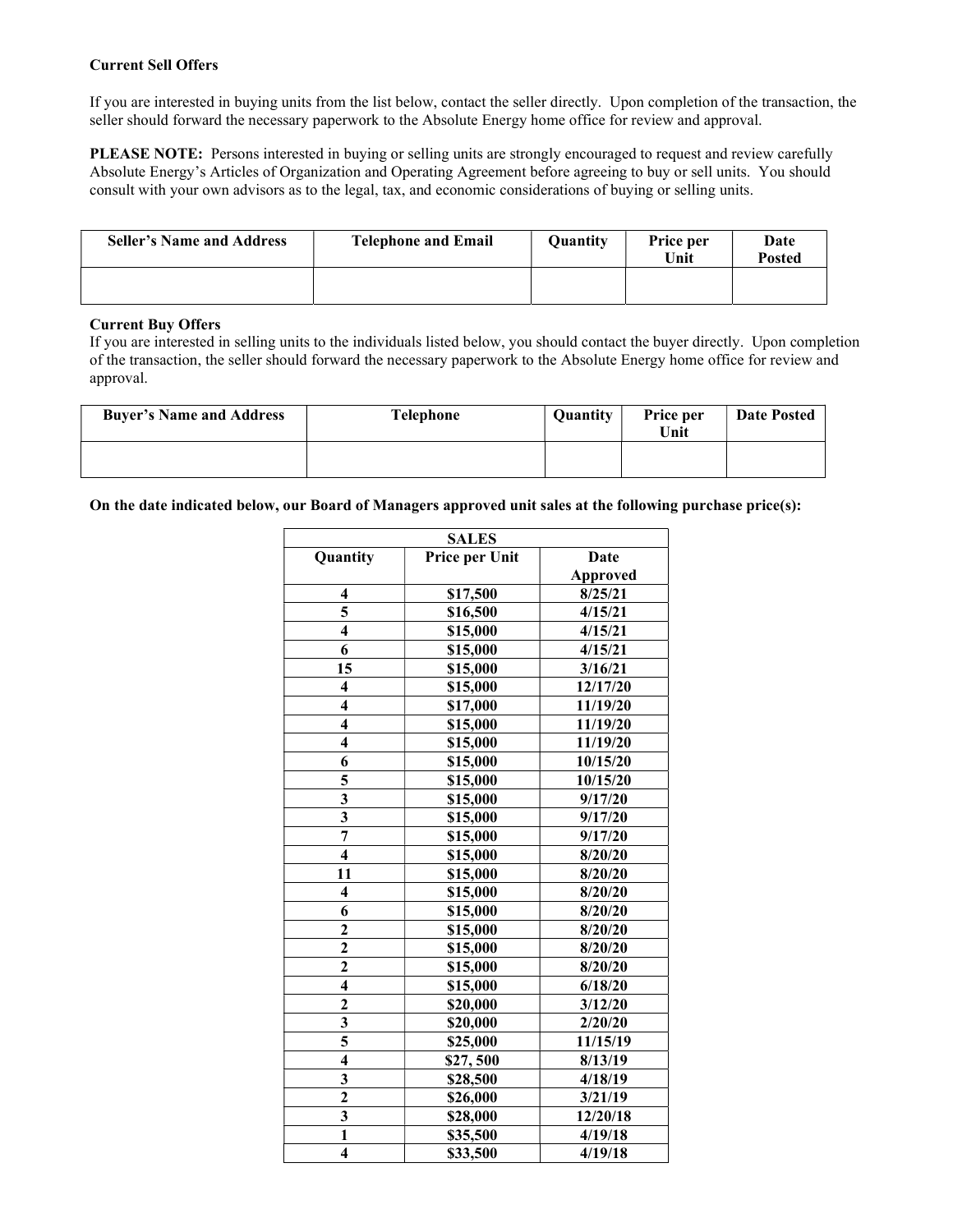**Current Sell Offers**

If you are interested in buying units from the list below, contact the seller directly. Upon completion of the transaction, the seller should forward the necessary paperwork to the Absolute Energy home office for review and approval.

**PLEASE NOTE:** Persons interested in buying or selling units are strongly encouraged to request and review carefully Absolute Energy's Articles of Organization and Operating Agreement before agreeing to buy or sell units. You should consult with your own advisors as to the legal, tax, and economic considerations of buying or selling units.

| Seller's Name and Address | Telephone and Email | Quantity | Price per Unit | Date Posted |
|---|---|---|---|---|
| | | | | |

**Current Buy Offers**

If you are interested in selling units to the individuals listed below, you should contact the buyer directly. Upon completion of the transaction, the seller should forward the necessary paperwork to the Absolute Energy home office for review and approval.

| Buyer's Name and Address | Telephone | Quantity | Price per Unit | Date Posted |
|---|---|---|---|---|
| | | | | |

**On the date indicated below, our Board of Managers approved unit sales at the following purchase price(s):**

| | SALES | |
|---|---|---|
| **Quantity** | **Price per Unit** | **Date Approved** |
| **4** | **$17,500** | **8/25/21** |
| **5** | **$16,500** | **4/15/21** |
| **4** | **$15,000** | **4/15/21** |
| **6** | **$15,000** | **4/15/21** |
| **15** | **$15,000** | **3/16/21** |
| **4** | **$15,000** | **12/17/20** |
| **4** | **$17,000** | **11/19/20** |
| **4** | **$15,000** | **11/19/20** |
| **4** | **$15,000** | **11/19/20** |
| **6** | **$15,000** | **10/15/20** |
| **5** | **$15,000** | **10/15/20** |
| **3** | **$15,000** | **9/17/20** |
| **3** | **$15,000** | **9/17/20** |
| **7** | **$15,000** | **9/17/20** |
| **4** | **$15,000** | **8/20/20** |
| **11** | **$15,000** | **8/20/20** |
| **4** | **$15,000** | **8/20/20** |
| **6** | **$15,000** | **8/20/20** |
| **2** | **$15,000** | **8/20/20** |
| **2** | **$15,000** | **8/20/20** |
| **2** | **$15,000** | **8/20/20** |
| **4** | **$15,000** | **6/18/20** |
| **2** | **$20,000** | **3/12/20** |
| **3** | **$20,000** | **2/20/20** |
| **5** | **$25,000** | **11/15/19** |
| **4** | **$27, 500** | **8/13/19** |
| **3** | **$28,500** | **4/18/19** |
| **2** | **$26,000** | **3/21/19** |
| **3** | **$28,000** | **12/20/18** |
| **1** | **$35,500** | **4/19/18** |
| **4** | **$33,500** | **4/19/18** |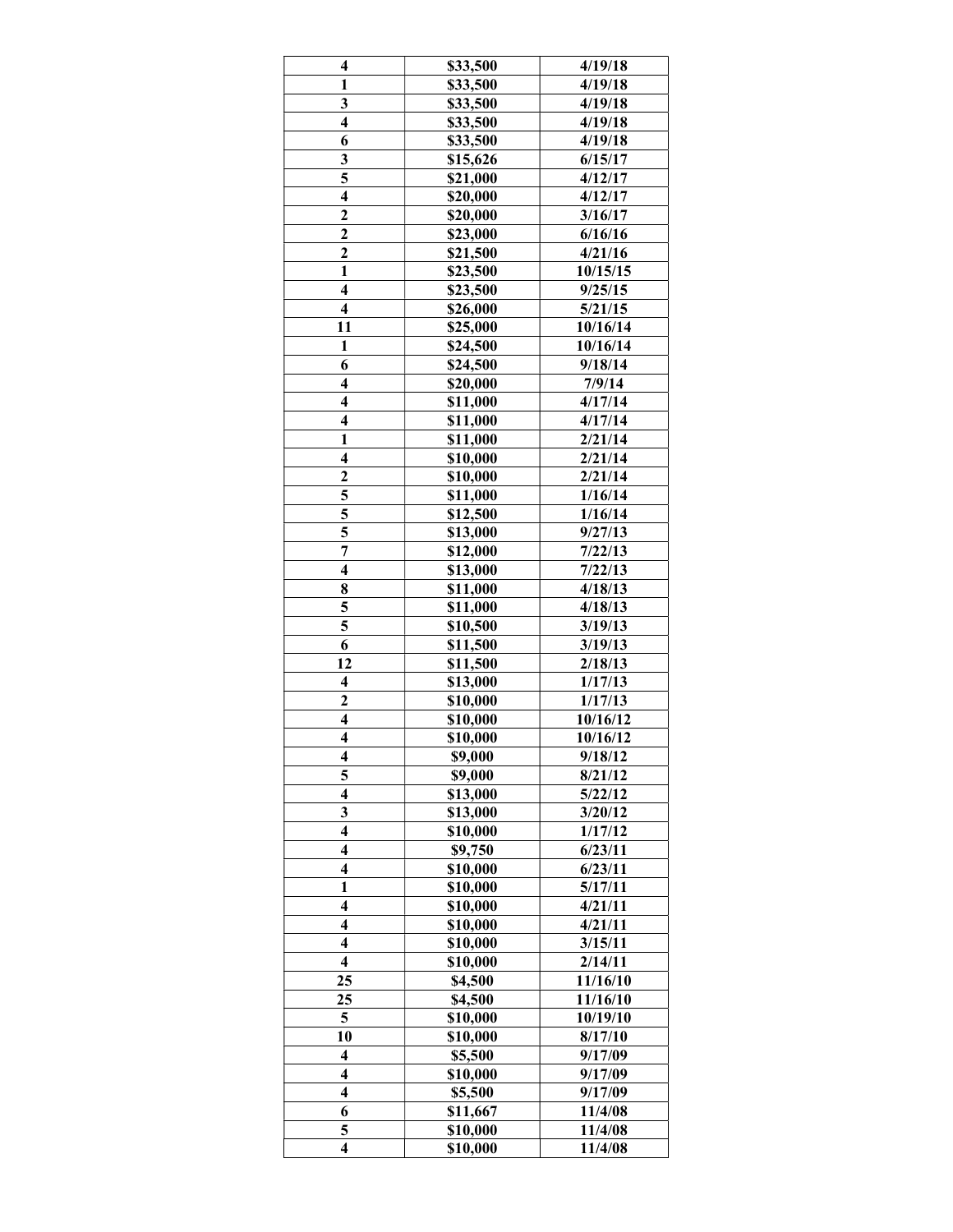| 4 | $33,500 | 4/19/18 |
|---|---|---|
| 1 | $33,500 | 4/19/18 |
| 3 | $33,500 | 4/19/18 |
| 4 | $33,500 | 4/19/18 |
| 6 | $33,500 | 4/19/18 |
| 3 | $15,626 | 6/15/17 |
| 5 | $21,000 | 4/12/17 |
| 4 | $20,000 | 4/12/17 |
| 2 | $20,000 | 3/16/17 |
| 2 | $23,000 | 6/16/16 |
| 2 | $21,500 | 4/21/16 |
| 1 | $23,500 | 10/15/15 |
| 4 | $23,500 | 9/25/15 |
| 4 | $26,000 | 5/21/15 |
| 11 | $25,000 | 10/16/14 |
| 1 | $24,500 | 10/16/14 |
| 6 | $24,500 | 9/18/14 |
| 4 | $20,000 | 7/9/14 |
| 4 | $11,000 | 4/17/14 |
| 4 | $11,000 | 4/17/14 |
| 1 | $11,000 | 2/21/14 |
| 4 | $10,000 | 2/21/14 |
| 2 | $10,000 | 2/21/14 |
| 5 | $11,000 | 1/16/14 |
| 5 | $12,500 | 1/16/14 |
| 5 | $13,000 | 9/27/13 |
| 7 | $12,000 | 7/22/13 |
| 4 | $13,000 | 7/22/13 |
| 8 | $11,000 | 4/18/13 |
| 5 | $11,000 | 4/18/13 |
| 5 | $10,500 | 3/19/13 |
| 6 | $11,500 | 3/19/13 |
| 12 | $11,500 | 2/18/13 |
| 4 | $13,000 | 1/17/13 |
| 2 | $10,000 | 1/17/13 |
| 4 | $10,000 | 10/16/12 |
| 4 | $10,000 | 10/16/12 |
| 4 | $9,000 | 9/18/12 |
| 5 | $9,000 | 8/21/12 |
| 4 | $13,000 | 5/22/12 |
| 3 | $13,000 | 3/20/12 |
| 4 | $10,000 | 1/17/12 |
| 4 | $9,750 | 6/23/11 |
| 4 | $10,000 | 6/23/11 |
| 1 | $10,000 | 5/17/11 |
| 4 | $10,000 | 4/21/11 |
| 4 | $10,000 | 4/21/11 |
| 4 | $10,000 | 3/15/11 |
| 4 | $10,000 | 2/14/11 |
| 25 | $4,500 | 11/16/10 |
| 25 | $4,500 | 11/16/10 |
| 5 | $10,000 | 10/19/10 |
| 10 | $10,000 | 8/17/10 |
| 4 | $5,500 | 9/17/09 |
| 4 | $10,000 | 9/17/09 |
| 4 | $5,500 | 9/17/09 |
| 6 | $11,667 | 11/4/08 |
| 5 | $10,000 | 11/4/08 |
| 4 | $10,000 | 11/4/08 |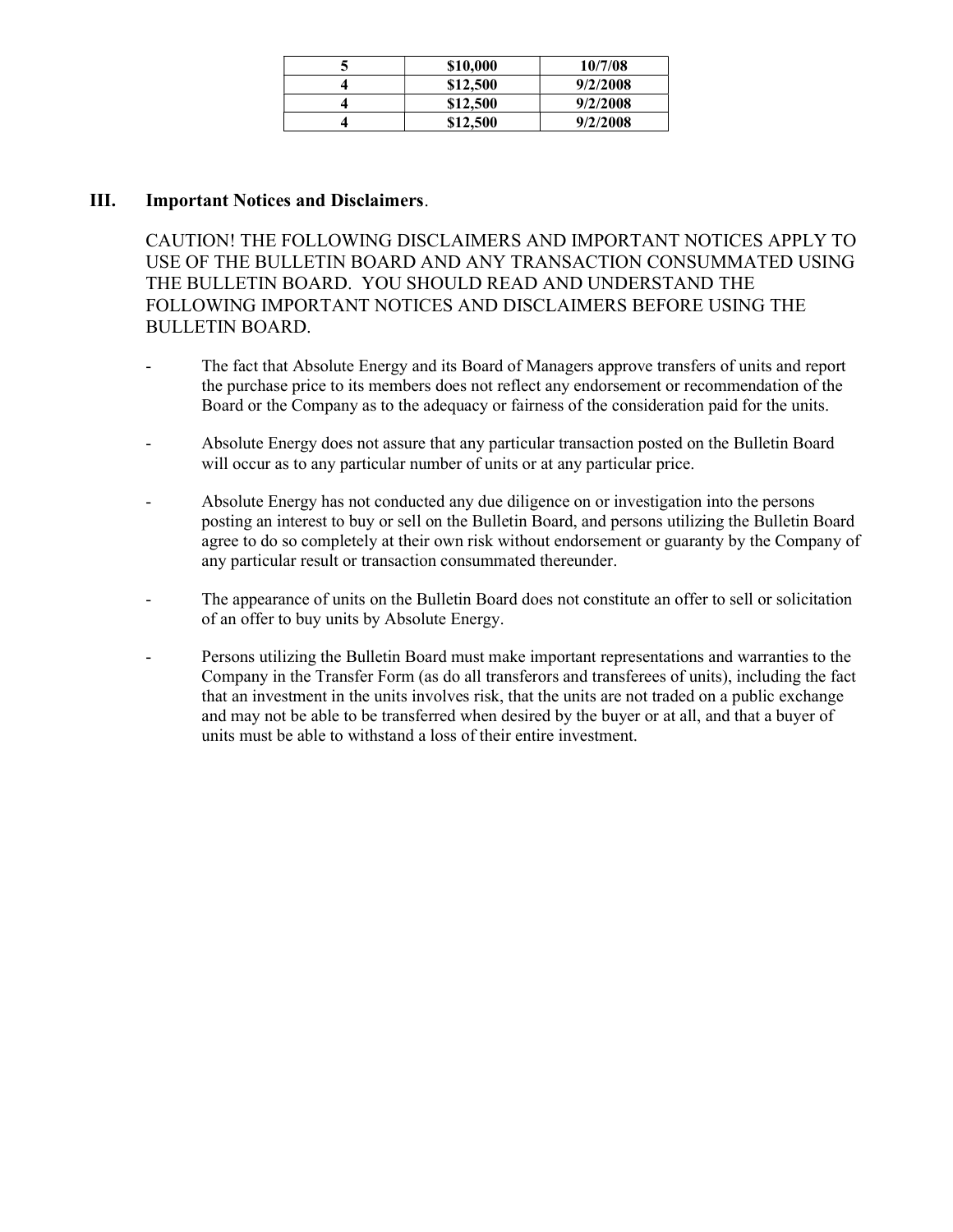| | | |
|---|---|---|
| **5** | **$10,000** | **10/7/08** |
| **4** | **$12,500** | **9/2/2008** |
| **4** | **$12,500** | **9/2/2008** |
| **4** | **$12,500** | **9/2/2008** |

## III. Important Notices and Disclaimers.

CAUTION! THE FOLLOWING DISCLAIMERS AND IMPORTANT NOTICES APPLY TO USE OF THE BULLETIN BOARD AND ANY TRANSACTION CONSUMMATED USING THE BULLETIN BOARD. YOU SHOULD READ AND UNDERSTAND THE FOLLOWING IMPORTANT NOTICES AND DISCLAIMERS BEFORE USING THE BULLETIN BOARD.

- The fact that Absolute Energy and its Board of Managers approve transfers of units and report the purchase price to its members does not reflect any endorsement or recommendation of the Board or the Company as to the adequacy or fairness of the consideration paid for the units.
- Absolute Energy does not assure that any particular transaction posted on the Bulletin Board will occur as to any particular number of units or at any particular price.
- Absolute Energy has not conducted any due diligence on or investigation into the persons posting an interest to buy or sell on the Bulletin Board, and persons utilizing the Bulletin Board agree to do so completely at their own risk without endorsement or guaranty by the Company of any particular result or transaction consummated thereunder.
- The appearance of units on the Bulletin Board does not constitute an offer to sell or solicitation of an offer to buy units by Absolute Energy.
- Persons utilizing the Bulletin Board must make important representations and warranties to the Company in the Transfer Form (as do all transferors and transferees of units), including the fact that an investment in the units involves risk, that the units are not traded on a public exchange and may not be able to be transferred when desired by the buyer or at all, and that a buyer of units must be able to withstand a loss of their entire investment.